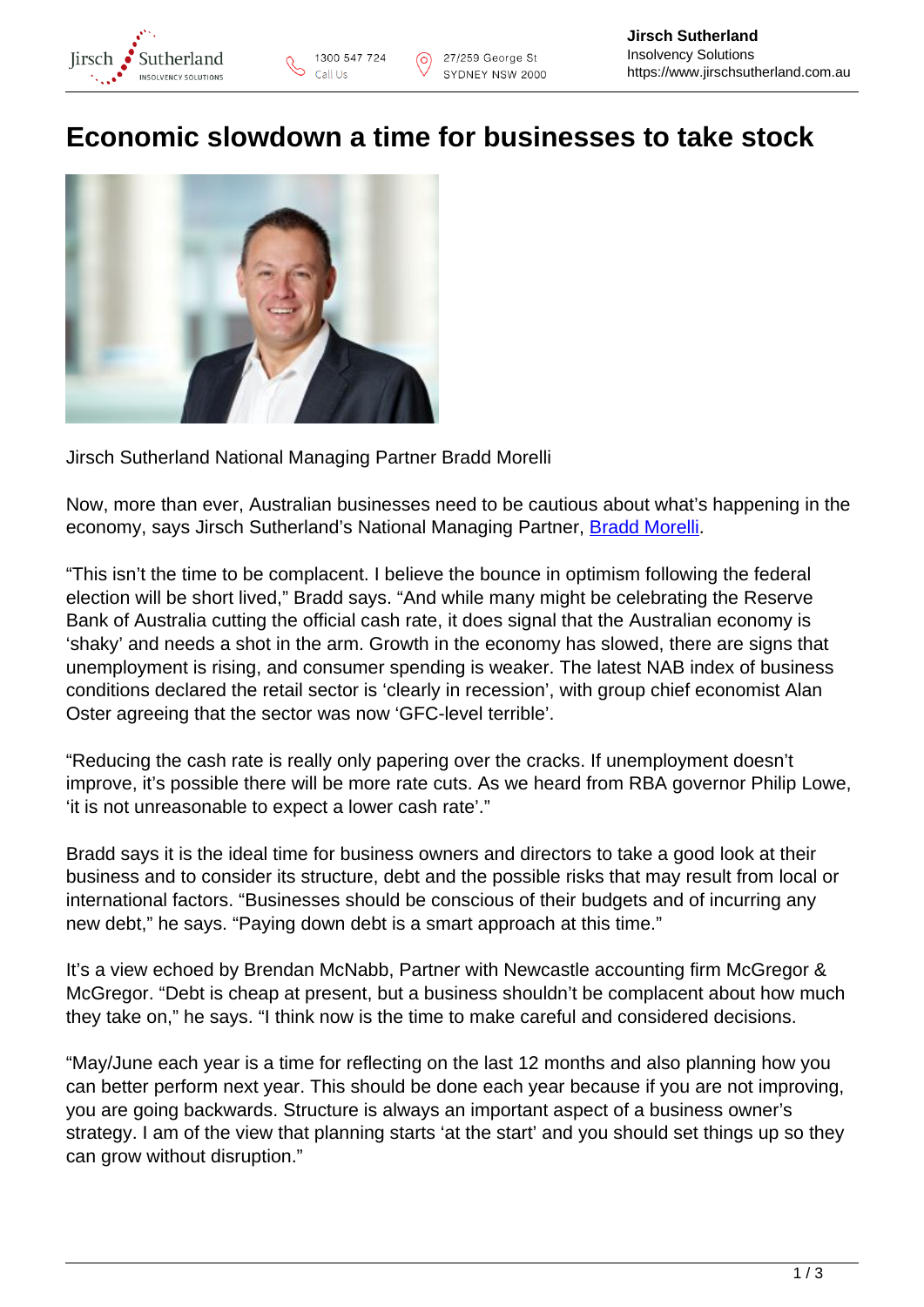# Economic slowdown a time for businesses to take stock

Jirsch Sutherland National Managing Partner Bradd Morelli

Now, more than ever, Australian businesses need to be cautious about what's happening in the economy, says Jirsch Sutherland's National Managing Partner, Bradd Morelli.

"This isn't the time to be complacent. I believe the bounce in optimism following the federal election will be short lived," Bradd says. "And while many might be celebrating the Reserve Bank of Australia cutting the official cash rate, it does signal that the Australian economy is 'shaky' and needs a shot in the arm. Growth in the economy has slowed, there are signs that unemployment is rising, and consumer spending is weaker. The latest NAB index of business conditions declared the retail sector is 'clearly in recession', with group chief economist Alan Oster agreeing that the sector was now 'GFC-level terrible'.

"Reducing the cash rate is really only papering over the cracks. If unemployment doesn't improve, it's possible there will be more rate cuts. As we heard from RBA governor Philip Lowe, 'it is not unreasonable to expect a lower cash rate'."

Bradd says it is the ideal time for business owners and directors to take a good look at their business and to consider its structure, debt and the possible risks that may result from local or international factors. "Businesses should be conscious of their budgets and of incurring any new debt," he says. "Paying down debt is a smart approach at this time."

It's a view echoed by Brendan McNabb, Partner with Newcastle accounting firm McGregor & McGregor. "Debt is cheap at present, but a business shouldn't be complacent about how much they take on," he says. "I think now is the time to make careful and considered decisions.

"May/June each year is a time for reflecting on the last 12 months and also planning how you can better perform next year. This should be done each year because if you are not improving, you are going backwards. Structure is always an important aspect of a business owner's strategy. I am of the view that planning starts 'at the start' and you should set things up so they can grow without disruption."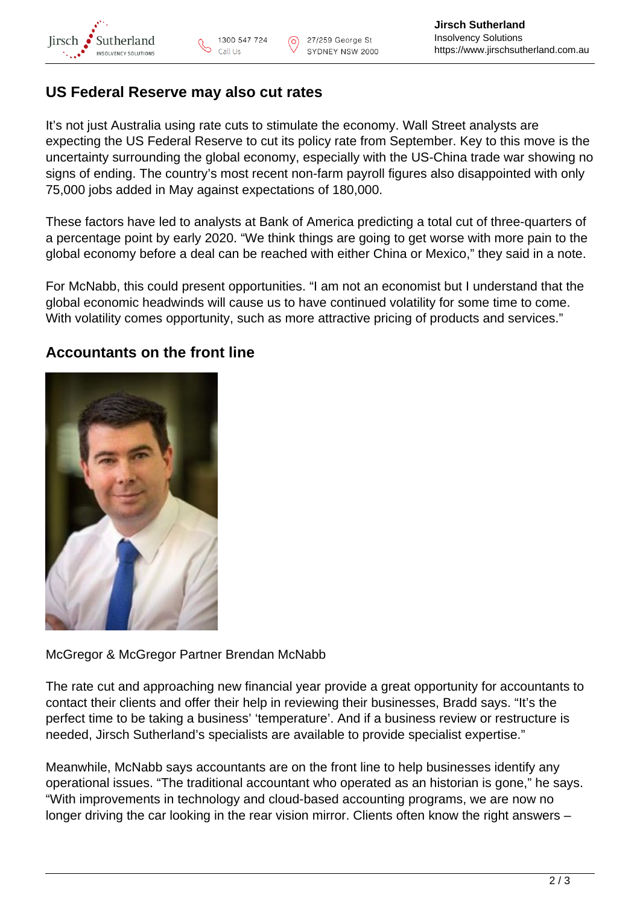## US Federal Reserve may also cut rates

It's not just Australia using rate cuts to stimulate the economy. Wall Street analysts are expecting the US Federal Reserve to cut its policy rate from September. Key to this move is the uncertainty surrounding the global economy, especially with the US-China trade war showing no signs of ending. The country's most recent non-farm payroll figures also disappointed with only 75,000 jobs added in May against expectations of 180,000.

These factors have led to analysts at Bank of America predicting a total cut of three-quarters of a percentage point by early 2020. "We think things are going to get worse with more pain to the global economy before a deal can be reached with either China or Mexico," they said in a note.

For McNabb, this could present opportunities. "I am not an economist but I understand that the global economic headwinds will cause us to have continued volatility for some time to come. With volatility comes opportunity, such as more attractive pricing of products and services."

## Accountants on the front line

McGregor & McGregor Partner Brendan McNabb

The rate cut and approaching new financial year provide a great opportunity for accountants to contact their clients and offer their help in reviewing their businesses, Bradd says. "It's the perfect time to be taking a business' 'temperature'. And if a business review or restructure is needed, Jirsch Sutherland's specialists are available to provide specialist expertise."

Meanwhile, McNabb says accountants are on the front line to help businesses identify any operational issues. "The traditional accountant who operated as an historian is gone," he says. "With improvements in technology and cloud-based accounting programs, we are now no longer driving the car looking in the rear vision mirror. Clients often know the right answers –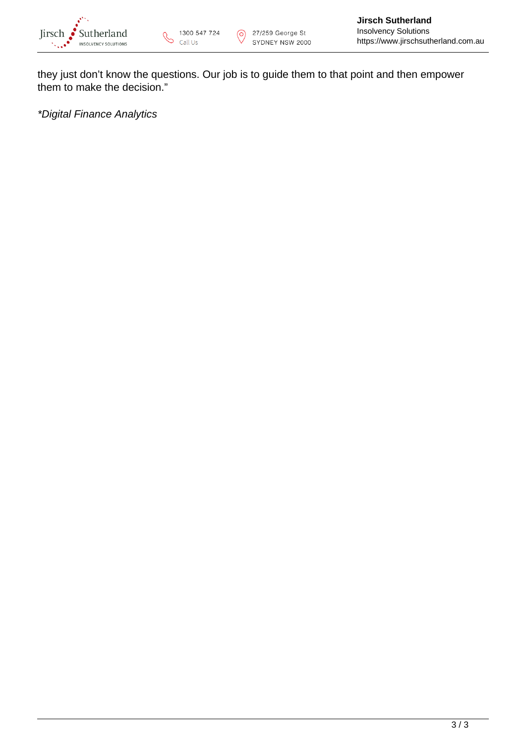they just don't know the questions. Our job is to guide them to that point and then empower them to make the decision."

*\*Digital Finance Analytics*

they just don't know the questions. Our job is to guide them to that point and then empower them to make the decision."

**Digital Finance Analytics*